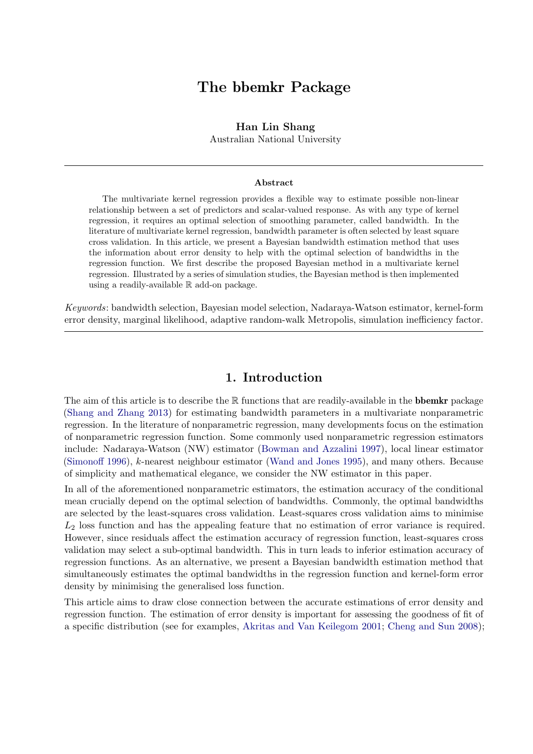# The bbemkr Package

**Han Lin Shang**
Australian National University

---

**Abstract**

The multivariate kernel regression provides a flexible way to estimate possible non-linear relationship between a set of predictors and scalar-valued response. As with any type of kernel regression, it requires an optimal selection of smoothing parameter, called bandwidth. In the literature of multivariate kernel regression, bandwidth parameter is often selected by least square cross validation. In this article, we present a Bayesian bandwidth estimation method that uses the information about error density to help with the optimal selection of bandwidths in the regression function. We first describe the proposed Bayesian method in a multivariate kernel regression. Illustrated by a series of simulation studies, the Bayesian method is then implemented using a readily-available $\mathbb{R}$ add-on package.

*Keywords*: bandwidth selection, Bayesian model selection, Nadaraya-Watson estimator, kernel-form error density, marginal likelihood, adaptive random-walk Metropolis, simulation inefficiency factor.

---

## 1. Introduction

The aim of this article is to describe the $\mathbb{R}$ functions that are readily-available in the **bbemkr** package (Shang and Zhang 2013) for estimating bandwidth parameters in a multivariate nonparametric regression. In the literature of nonparametric regression, many developments focus on the estimation of nonparametric regression function. Some commonly used nonparametric regression estimators include: Nadaraya-Watson (NW) estimator (Bowman and Azzalini 1997), local linear estimator (Simonoff 1996), $k$-nearest neighbour estimator (Wand and Jones 1995), and many others. Because of simplicity and mathematical elegance, we consider the NW estimator in this paper.

In all of the aforementioned nonparametric estimators, the estimation accuracy of the conditional mean crucially depend on the optimal selection of bandwidths. Commonly, the optimal bandwidths are selected by the least-squares cross validation. Least-squares cross validation aims to minimise $L_2$ loss function and has the appealing feature that no estimation of error variance is required. However, since residuals affect the estimation accuracy of regression function, least-squares cross validation may select a sub-optimal bandwidth. This in turn leads to inferior estimation accuracy of regression functions. As an alternative, we present a Bayesian bandwidth estimation method that simultaneously estimates the optimal bandwidths in the regression function and kernel-form error density by minimising the generalised loss function.

This article aims to draw close connection between the accurate estimations of error density and regression function. The estimation of error density is important for assessing the goodness of fit of a specific distribution (see for examples, Akritas and Van Keilegom 2001; Cheng and Sun 2008);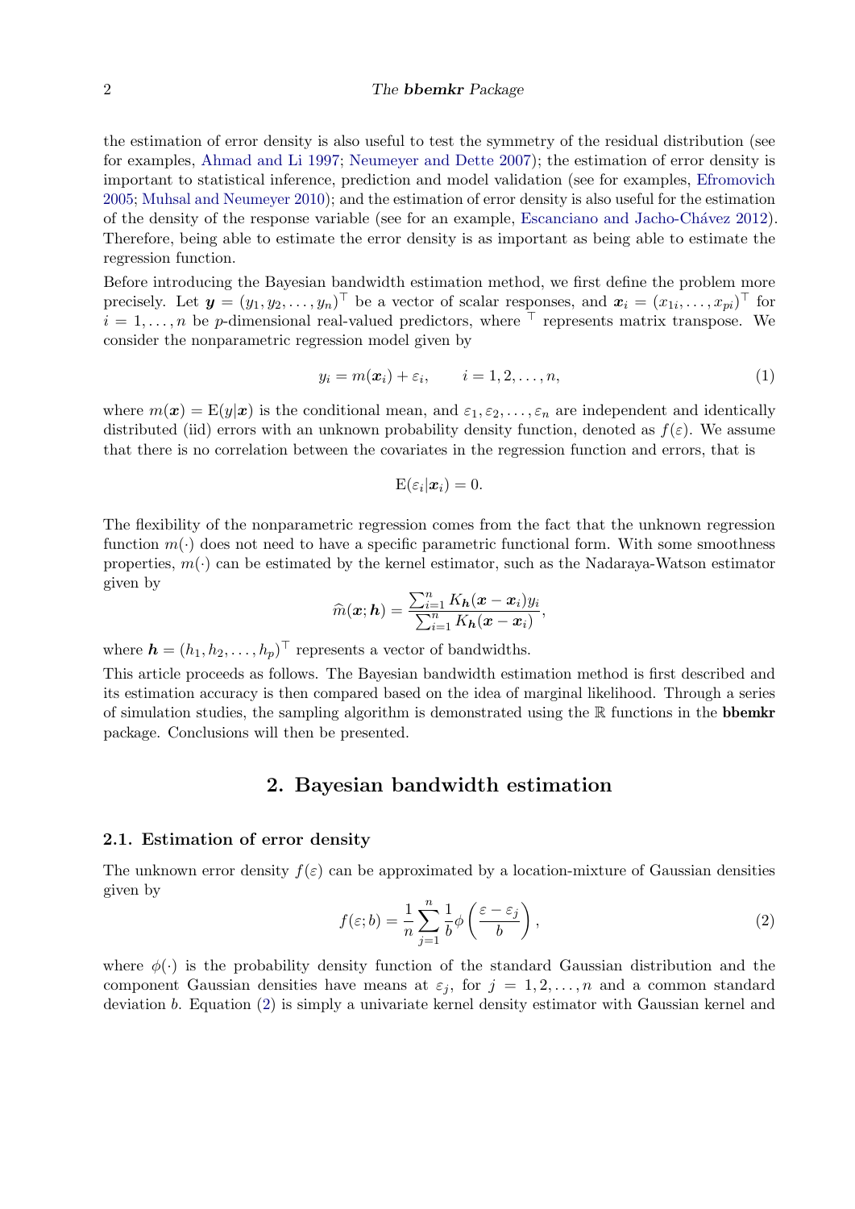the estimation of error density is also useful to test the symmetry of the residual distribution (see for examples, Ahmad and Li 1997; Neumeyer and Dette 2007); the estimation of error density is important to statistical inference, prediction and model validation (see for examples, Efromovich 2005; Muhsal and Neumeyer 2010); and the estimation of error density is also useful for the estimation of the density of the response variable (see for an example, Escanciano and Jacho-Chávez 2012). Therefore, being able to estimate the error density is as important as being able to estimate the regression function.

Before introducing the Bayesian bandwidth estimation method, we first define the problem more precisely. Let $\boldsymbol{y} = (y_1, y_2, \dots, y_n)^\top$ be a vector of scalar responses, and $\boldsymbol{x}_i = (x_{1i}, \dots, x_{pi})^\top$ for $i = 1, \dots, n$ be $p$-dimensional real-valued predictors, where $^\top$ represents matrix transpose. We consider the nonparametric regression model given by

$$y_i = m(\boldsymbol{x}_i) + \varepsilon_i, \qquad i = 1, 2, \dots, n, \tag{1}$$

where $m(\boldsymbol{x}) = \mathrm{E}(y|\boldsymbol{x})$ is the conditional mean, and $\varepsilon_1, \varepsilon_2, \dots, \varepsilon_n$ are independent and identically distributed (iid) errors with an unknown probability density function, denoted as $f(\varepsilon)$. We assume that there is no correlation between the covariates in the regression function and errors, that is

$$\mathrm{E}(\varepsilon_i|\boldsymbol{x}_i) = 0.$$

The flexibility of the nonparametric regression comes from the fact that the unknown regression function $m(\cdot)$ does not need to have a specific parametric functional form. With some smoothness properties, $m(\cdot)$ can be estimated by the kernel estimator, such as the Nadaraya-Watson estimator given by

$$\widehat{m}(\boldsymbol{x}; \boldsymbol{h}) = \frac{\sum_{i=1}^n K_{\boldsymbol{h}}(\boldsymbol{x} - \boldsymbol{x}_i) y_i}{\sum_{i=1}^n K_{\boldsymbol{h}}(\boldsymbol{x} - \boldsymbol{x}_i)},$$

where $\boldsymbol{h} = (h_1, h_2, \dots, h_p)^\top$ represents a vector of bandwidths.

This article proceeds as follows. The Bayesian bandwidth estimation method is first described and its estimation accuracy is then compared based on the idea of marginal likelihood. Through a series of simulation studies, the sampling algorithm is demonstrated using the $\mathbb{R}$ functions in the **bbemkr** package. Conclusions will then be presented.

## 2. Bayesian bandwidth estimation

### 2.1. Estimation of error density

The unknown error density $f(\varepsilon)$ can be approximated by a location-mixture of Gaussian densities given by

$$f(\varepsilon; b) = \frac{1}{n} \sum_{j=1}^n \frac{1}{b} \phi\left(\frac{\varepsilon - \varepsilon_j}{b}\right), \tag{2}$$

where $\phi(\cdot)$ is the probability density function of the standard Gaussian distribution and the component Gaussian densities have means at $\varepsilon_j$, for $j = 1, 2, \dots, n$ and a common standard deviation $b$. Equation (2) is simply a univariate kernel density estimator with Gaussian kernel and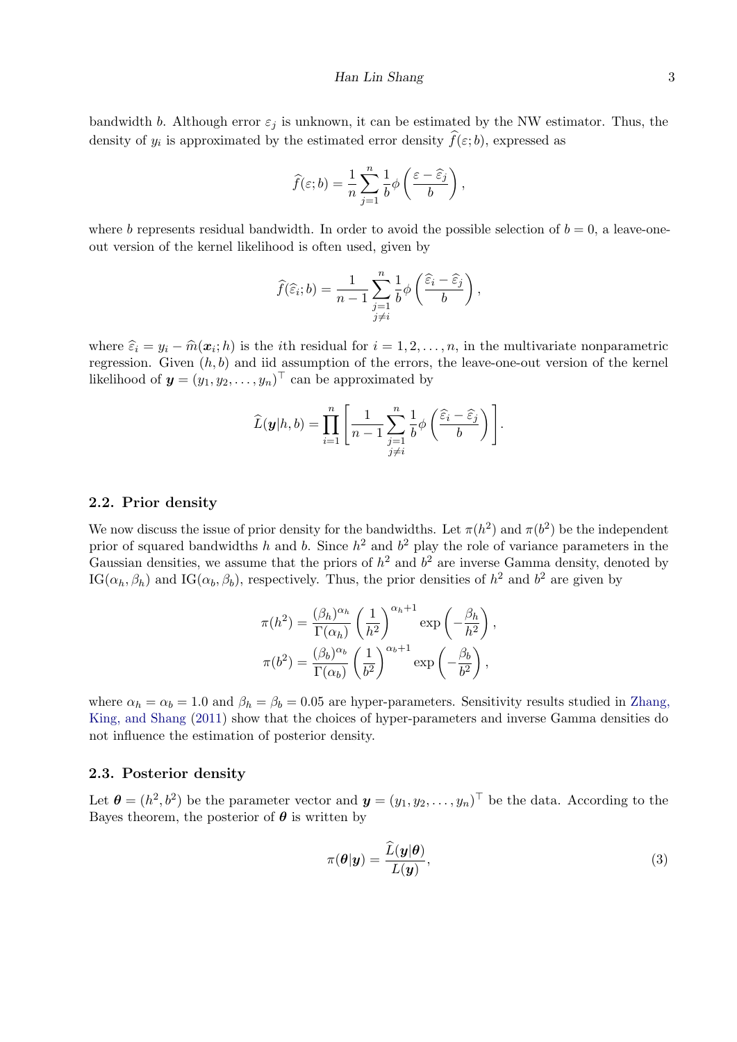bandwidth $b$. Although error $\varepsilon_j$ is unknown, it can be estimated by the NW estimator. Thus, the density of $y_i$ is approximated by the estimated error density $\widehat{f}(\varepsilon; b)$, expressed as

$$\widehat{f}(\varepsilon; b) = \frac{1}{n}\sum_{j=1}^{n}\frac{1}{b}\phi\left(\frac{\varepsilon - \widehat{\varepsilon}_j}{b}\right),$$

where $b$ represents residual bandwidth. In order to avoid the possible selection of $b = 0$, a leave-one-out version of the kernel likelihood is often used, given by

$$\widehat{f}(\widehat{\varepsilon}_i; b) = \frac{1}{n-1}\sum_{\substack{j=1\\ j\neq i}}^{n}\frac{1}{b}\phi\left(\frac{\widehat{\varepsilon}_i - \widehat{\varepsilon}_j}{b}\right),$$

where $\widehat{\varepsilon}_i = y_i - \widehat{m}(\boldsymbol{x}_i; h)$ is the $i$th residual for $i = 1, 2, \dots, n$, in the multivariate nonparametric regression. Given $(h, b)$ and iid assumption of the errors, the leave-one-out version of the kernel likelihood of $\boldsymbol{y} = (y_1, y_2, \dots, y_n)^\top$ can be approximated by

$$\widehat{L}(\boldsymbol{y}|h, b) = \prod_{i=1}^{n}\left[\frac{1}{n-1}\sum_{\substack{j=1\\ j\neq i}}^{n}\frac{1}{b}\phi\left(\frac{\widehat{\varepsilon}_i - \widehat{\varepsilon}_j}{b}\right)\right].$$

### 2.2. Prior density

We now discuss the issue of prior density for the bandwidths. Let $\pi(h^2)$ and $\pi(b^2)$ be the independent prior of squared bandwidths $h$ and $b$. Since $h^2$ and $b^2$ play the role of variance parameters in the Gaussian densities, we assume that the priors of $h^2$ and $b^2$ are inverse Gamma density, denoted by $\text{IG}(\alpha_h, \beta_h)$ and $\text{IG}(\alpha_b, \beta_b)$, respectively. Thus, the prior densities of $h^2$ and $b^2$ are given by

$$\pi(h^2) = \frac{(\beta_h)^{\alpha_h}}{\Gamma(\alpha_h)}\left(\frac{1}{h^2}\right)^{\alpha_h+1}\exp\left(-\frac{\beta_h}{h^2}\right),$$
$$\pi(b^2) = \frac{(\beta_b)^{\alpha_b}}{\Gamma(\alpha_b)}\left(\frac{1}{b^2}\right)^{\alpha_b+1}\exp\left(-\frac{\beta_b}{b^2}\right),$$

where $\alpha_h = \alpha_b = 1.0$ and $\beta_h = \beta_b = 0.05$ are hyper-parameters. Sensitivity results studied in Zhang, King, and Shang (2011) show that the choices of hyper-parameters and inverse Gamma densities do not influence the estimation of posterior density.

### 2.3. Posterior density

Let $\boldsymbol{\theta} = (h^2, b^2)$ be the parameter vector and $\boldsymbol{y} = (y_1, y_2, \dots, y_n)^\top$ be the data. According to the Bayes theorem, the posterior of $\boldsymbol{\theta}$ is written by

$$\pi(\boldsymbol{\theta}|\boldsymbol{y}) = \frac{\widehat{L}(\boldsymbol{y}|\boldsymbol{\theta})}{L(\boldsymbol{y})}, \tag{3}$$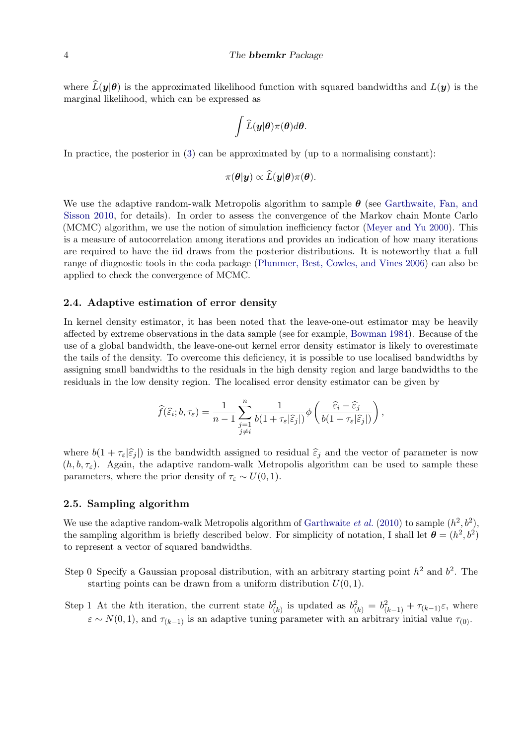where $\widehat{L}(\boldsymbol{y}|\boldsymbol{\theta})$ is the approximated likelihood function with squared bandwidths and $L(\boldsymbol{y})$ is the marginal likelihood, which can be expressed as

$$\int \widehat{L}(\boldsymbol{y}|\boldsymbol{\theta})\pi(\boldsymbol{\theta})d\boldsymbol{\theta}.$$

In practice, the posterior in (3) can be approximated by (up to a normalising constant):

$$\pi(\boldsymbol{\theta}|\boldsymbol{y}) \propto \widehat{L}(\boldsymbol{y}|\boldsymbol{\theta})\pi(\boldsymbol{\theta}).$$

We use the adaptive random-walk Metropolis algorithm to sample $\boldsymbol{\theta}$ (see Garthwaite, Fan, and Sisson 2010, for details). In order to assess the convergence of the Markov chain Monte Carlo (MCMC) algorithm, we use the notion of simulation inefficiency factor (Meyer and Yu 2000). This is a measure of autocorrelation among iterations and provides an indication of how many iterations are required to have the iid draws from the posterior distributions. It is noteworthy that a full range of diagnostic tools in the coda package (Plummer, Best, Cowles, and Vines 2006) can also be applied to check the convergence of MCMC.

### 2.4. Adaptive estimation of error density

In kernel density estimator, it has been noted that the leave-one-out estimator may be heavily affected by extreme observations in the data sample (see for example, Bowman 1984). Because of the use of a global bandwidth, the leave-one-out kernel error density estimator is likely to overestimate the tails of the density. To overcome this deficiency, it is possible to use localised bandwidths by assigning small bandwidths to the residuals in the high density region and large bandwidths to the residuals in the low density region. The localised error density estimator can be given by

$$\widehat{f}(\widehat{\varepsilon}_i; b, \tau_\varepsilon) = \frac{1}{n-1}\sum_{\substack{j=1\\ j\neq i}}^{n} \frac{1}{b(1+\tau_\varepsilon|\widehat{\varepsilon}_j|)}\phi\left(\frac{\widehat{\varepsilon}_i - \widehat{\varepsilon}_j}{b(1+\tau_\varepsilon|\widehat{\varepsilon}_j|)}\right),$$

where $b(1+\tau_\varepsilon|\widehat{\varepsilon}_j|)$ is the bandwidth assigned to residual $\widehat{\varepsilon}_j$ and the vector of parameter is now $(h, b, \tau_\varepsilon)$. Again, the adaptive random-walk Metropolis algorithm can be used to sample these parameters, where the prior density of $\tau_\varepsilon \sim U(0,1)$.

### 2.5. Sampling algorithm

We use the adaptive random-walk Metropolis algorithm of Garthwaite *et al.* (2010) to sample $(h^2, b^2)$, the sampling algorithm is briefly described below. For simplicity of notation, I shall let $\boldsymbol{\theta} = (h^2, b^2)$ to represent a vector of squared bandwidths.

Step 0 Specify a Gaussian proposal distribution, with an arbitrary starting point $h^2$ and $b^2$. The starting points can be drawn from a uniform distribution $U(0,1)$.

Step 1 At the $k$th iteration, the current state $b^2_{(k)}$ is updated as $b^2_{(k)} = b^2_{(k-1)} + \tau_{(k-1)}\varepsilon$, where $\varepsilon \sim N(0,1)$, and $\tau_{(k-1)}$ is an adaptive tuning parameter with an arbitrary initial value $\tau_{(0)}$.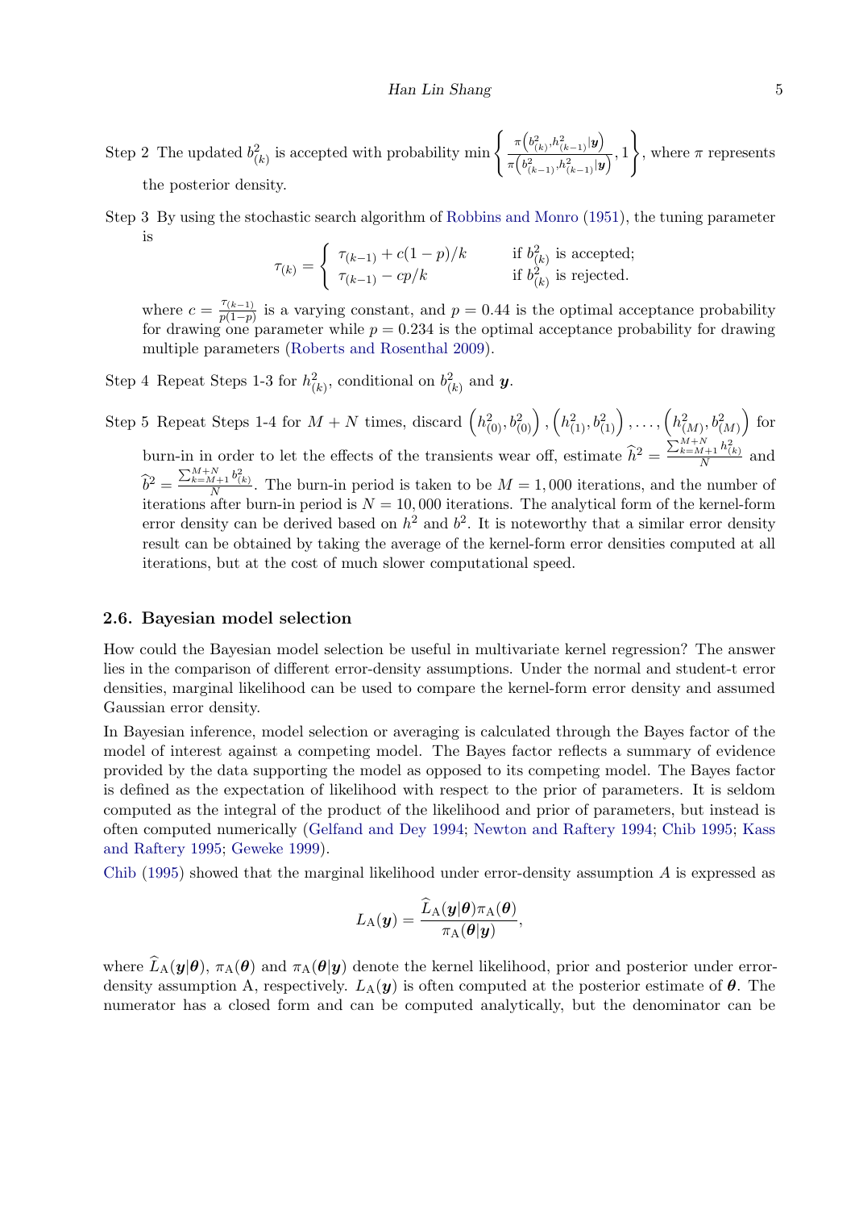Step 2 The updated $b^2_{(k)}$ is accepted with probability $\min\left\{\frac{\pi\left(b^2_{(k)},h^2_{(k-1)}|\boldsymbol{y}\right)}{\pi\left(b^2_{(k-1)},h^2_{(k-1)}|\boldsymbol{y}\right)},1\right\}$, where $\pi$ represents the posterior density.

Step 3 By using the stochastic search algorithm of Robbins and Monro (1951), the tuning parameter is

$$\tau_{(k)} = \begin{cases} \tau_{(k-1)} + c(1-p)/k & \text{if } b^2_{(k)} \text{ is accepted;} \\ \tau_{(k-1)} - cp/k & \text{if } b^2_{(k)} \text{ is rejected.} \end{cases}$$

where $c = \frac{\tau_{(k-1)}}{p(1-p)}$ is a varying constant, and $p = 0.44$ is the optimal acceptance probability for drawing one parameter while $p = 0.234$ is the optimal acceptance probability for drawing multiple parameters (Roberts and Rosenthal 2009).

Step 4 Repeat Steps 1-3 for $h^2_{(k)}$, conditional on $b^2_{(k)}$ and $\boldsymbol{y}$.

Step 5 Repeat Steps 1-4 for $M+N$ times, discard $\left(h^2_{(0)},b^2_{(0)}\right),\left(h^2_{(1)},b^2_{(1)}\right),\dots,\left(h^2_{(M)},b^2_{(M)}\right)$ for burn-in in order to let the effects of the transients wear off, estimate $\widehat{h}^2 = \frac{\sum_{k=M+1}^{M+N} h^2_{(k)}}{N}$ and $\widehat{b}^2 = \frac{\sum_{k=M+1}^{M+N} b^2_{(k)}}{N}$. The burn-in period is taken to be $M = 1,000$ iterations, and the number of iterations after burn-in period is $N = 10,000$ iterations. The analytical form of the kernel-form error density can be derived based on $h^2$ and $b^2$. It is noteworthy that a similar error density result can be obtained by taking the average of the kernel-form error densities computed at all iterations, but at the cost of much slower computational speed.

## 2.6. Bayesian model selection

How could the Bayesian model selection be useful in multivariate kernel regression? The answer lies in the comparison of different error-density assumptions. Under the normal and student-t error densities, marginal likelihood can be used to compare the kernel-form error density and assumed Gaussian error density.

In Bayesian inference, model selection or averaging is calculated through the Bayes factor of the model of interest against a competing model. The Bayes factor reflects a summary of evidence provided by the data supporting the model as opposed to its competing model. The Bayes factor is defined as the expectation of likelihood with respect to the prior of parameters. It is seldom computed as the integral of the product of the likelihood and prior of parameters, but instead is often computed numerically (Gelfand and Dey 1994; Newton and Raftery 1994; Chib 1995; Kass and Raftery 1995; Geweke 1999).

Chib (1995) showed that the marginal likelihood under error-density assumption $A$ is expressed as

$$L_{\mathrm{A}}(\boldsymbol{y}) = \frac{\widehat{L}_{\mathrm{A}}(\boldsymbol{y}|\boldsymbol{\theta})\pi_{\mathrm{A}}(\boldsymbol{\theta})}{\pi_{\mathrm{A}}(\boldsymbol{\theta}|\boldsymbol{y})},$$

where $\widehat{L}_{\mathrm{A}}(\boldsymbol{y}|\boldsymbol{\theta})$, $\pi_{\mathrm{A}}(\boldsymbol{\theta})$ and $\pi_{\mathrm{A}}(\boldsymbol{\theta}|\boldsymbol{y})$ denote the kernel likelihood, prior and posterior under error-density assumption A, respectively. $L_{\mathrm{A}}(\boldsymbol{y})$ is often computed at the posterior estimate of $\boldsymbol{\theta}$. The numerator has a closed form and can be computed analytically, but the denominator can be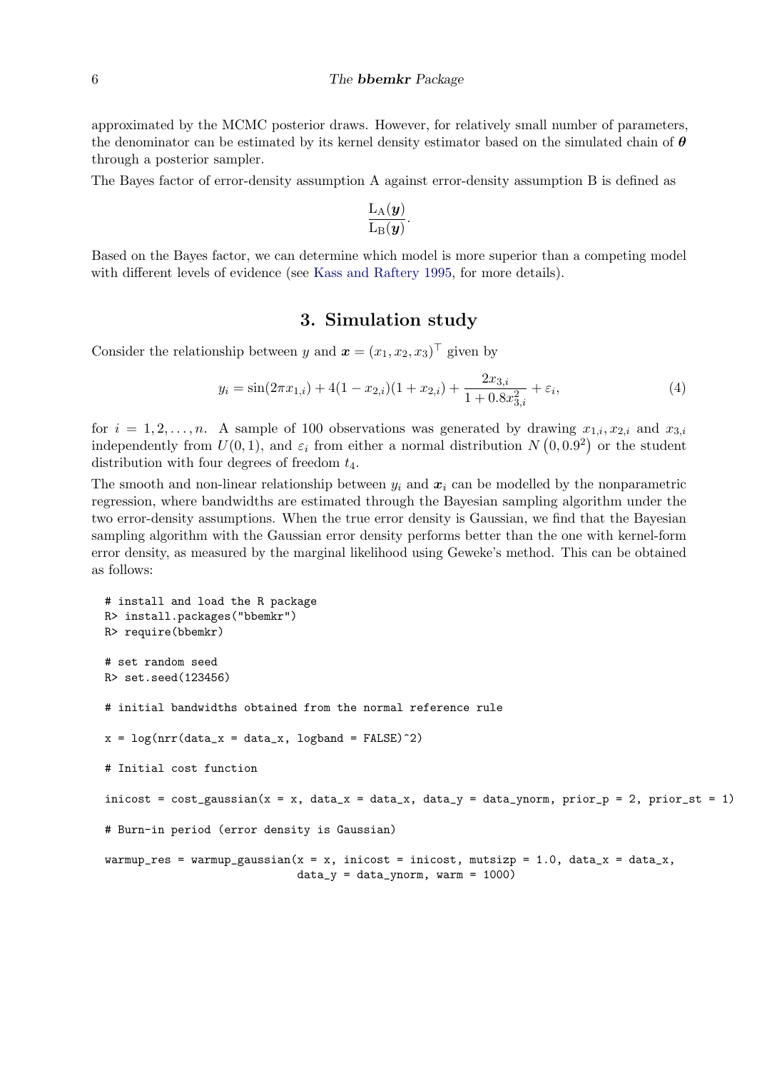approximated by the MCMC posterior draws. However, for relatively small number of parameters, the denominator can be estimated by its kernel density estimator based on the simulated chain of $\boldsymbol{\theta}$ through a posterior sampler.

The Bayes factor of error-density assumption A against error-density assumption B is defined as

$$\frac{\mathrm{L}_{\mathrm{A}}(\boldsymbol{y})}{\mathrm{L}_{\mathrm{B}}(\boldsymbol{y})}.$$

Based on the Bayes factor, we can determine which model is more superior than a competing model with different levels of evidence (see Kass and Raftery 1995, for more details).

## 3. Simulation study

Consider the relationship between $y$ and $\boldsymbol{x} = (x_1, x_2, x_3)^\top$ given by

$$y_i = \sin(2\pi x_{1,i}) + 4(1 - x_{2,i})(1 + x_{2,i}) + \frac{2x_{3,i}}{1 + 0.8x_{3,i}^2} + \varepsilon_i, \tag{4}$$

for $i = 1, 2, \dots, n$. A sample of 100 observations was generated by drawing $x_{1,i}, x_{2,i}$ and $x_{3,i}$ independently from $U(0,1)$, and $\varepsilon_i$ from either a normal distribution $N\left(0, 0.9^2\right)$ or the student distribution with four degrees of freedom $t_4$.

The smooth and non-linear relationship between $y_i$ and $\boldsymbol{x}_i$ can be modelled by the nonparametric regression, where bandwidths are estimated through the Bayesian sampling algorithm under the two error-density assumptions. When the true error density is Gaussian, we find that the Bayesian sampling algorithm with the Gaussian error density performs better than the one with kernel-form error density, as measured by the marginal likelihood using Geweke's method. This can be obtained as follows:

```
# install and load the R package
R> install.packages("bbemkr")
R> require(bbemkr)

# set random seed
R> set.seed(123456)

# initial bandwidths obtained from the normal reference rule

x = log(nrr(data_x = data_x, logband = FALSE)^2)

# Initial cost function

inicost = cost_gaussian(x = x, data_x = data_x, data_y = data_ynorm, prior_p = 2, prior_st = 1)

# Burn-in period (error density is Gaussian)

warmup_res = warmup_gaussian(x = x, inicost = inicost, mutsizp = 1.0, data_x = data_x,
                             data_y = data_ynorm, warm = 1000)
```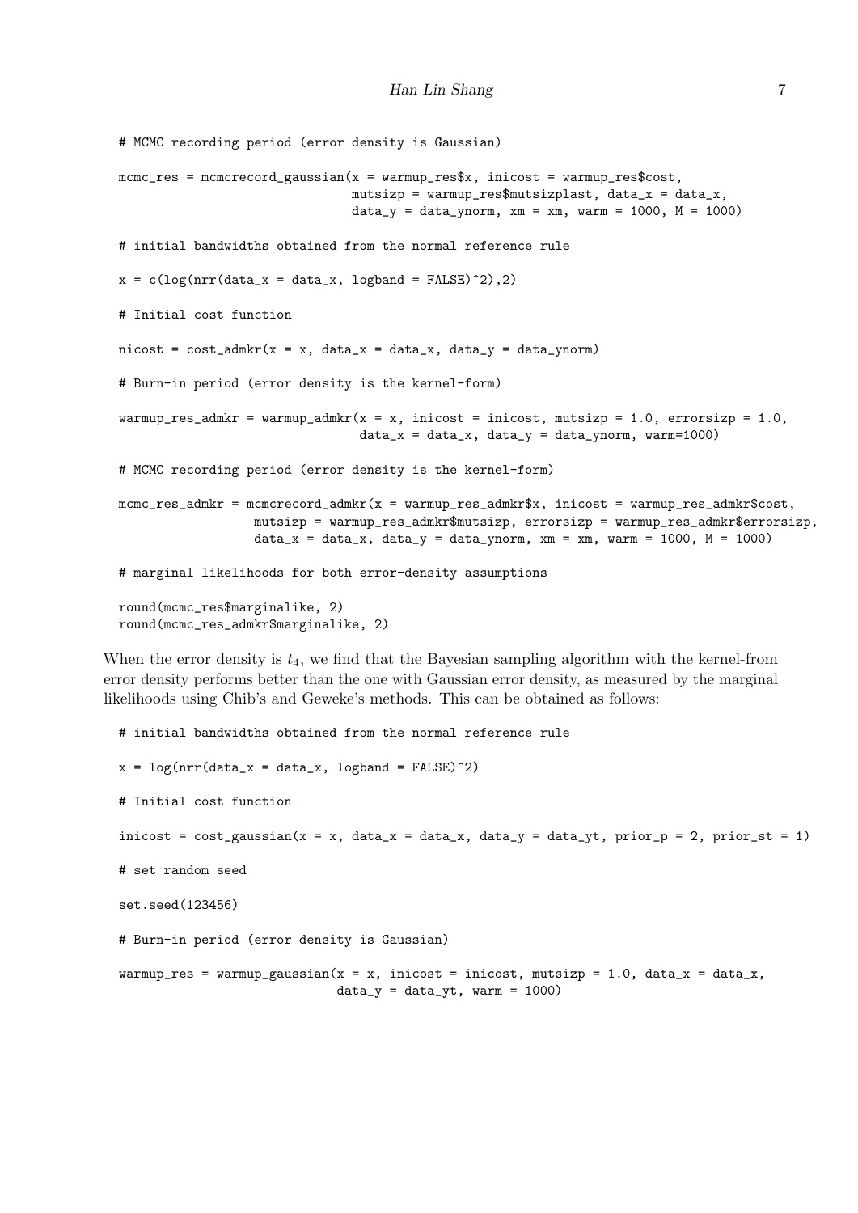```
# MCMC recording period (error density is Gaussian)

mcmc_res = mcmcrecord_gaussian(x = warmup_res$x, inicost = warmup_res$cost,
                               mutsizp = warmup_res$mutsizplast, data_x = data_x,
                               data_y = data_ynorm, xm = xm, warm = 1000, M = 1000)

# initial bandwidths obtained from the normal reference rule

x = c(log(nrr(data_x = data_x, logband = FALSE)^2),2)

# Initial cost function

nicost = cost_admkr(x = x, data_x = data_x, data_y = data_ynorm)

# Burn-in period (error density is the kernel-form)

warmup_res_admkr = warmup_admkr(x = x, inicost = inicost, mutsizp = 1.0, errorsizp = 1.0,
                                data_x = data_x, data_y = data_ynorm, warm=1000)

# MCMC recording period (error density is the kernel-form)

mcmc_res_admkr = mcmcrecord_admkr(x = warmup_res_admkr$x, inicost = warmup_res_admkr$cost,
                  mutsizp = warmup_res_admkr$mutsizp, errorsizp = warmup_res_admkr$errorsizp,
                  data_x = data_x, data_y = data_ynorm, xm = xm, warm = 1000, M = 1000)

# marginal likelihoods for both error-density assumptions

round(mcmc_res$marginalike, 2)
round(mcmc_res_admkr$marginalike, 2)
```

When the error density is $t_4$, we find that the Bayesian sampling algorithm with the kernel-from error density performs better than the one with Gaussian error density, as measured by the marginal likelihoods using Chib's and Geweke's methods. This can be obtained as follows:

```
# initial bandwidths obtained from the normal reference rule

x = log(nrr(data_x = data_x, logband = FALSE)^2)

# Initial cost function

inicost = cost_gaussian(x = x, data_x = data_x, data_y = data_yt, prior_p = 2, prior_st = 1)

# set random seed

set.seed(123456)

# Burn-in period (error density is Gaussian)

warmup_res = warmup_gaussian(x = x, inicost = inicost, mutsizp = 1.0, data_x = data_x,
                             data_y = data_yt, warm = 1000)
```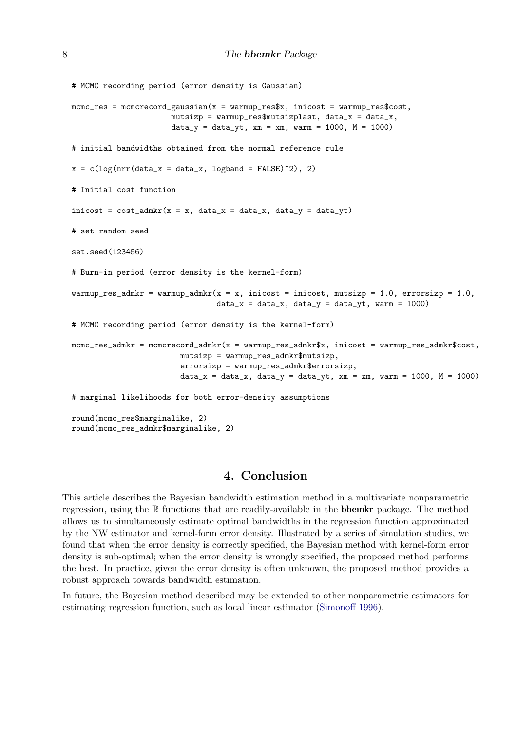```
# MCMC recording period (error density is Gaussian)

mcmc_res = mcmcrecord_gaussian(x = warmup_res$x, inicost = warmup_res$cost,
                      mutsizp = warmup_res$mutsizplast, data_x = data_x,
                      data_y = data_yt, xm = xm, warm = 1000, M = 1000)

# initial bandwidths obtained from the normal reference rule

x = c(log(nrr(data_x = data_x, logband = FALSE)^2), 2)

# Initial cost function

inicost = cost_admkr(x = x, data_x = data_x, data_y = data_yt)

# set random seed

set.seed(123456)

# Burn-in period (error density is the kernel-form)

warmup_res_admkr = warmup_admkr(x = x, inicost = inicost, mutsizp = 1.0, errorsizp = 1.0,
                                data_x = data_x, data_y = data_yt, warm = 1000)

# MCMC recording period (error density is the kernel-form)

mcmc_res_admkr = mcmcrecord_admkr(x = warmup_res_admkr$x, inicost = warmup_res_admkr$cost,
                        mutsizp = warmup_res_admkr$mutsizp,
                        errorsizp = warmup_res_admkr$errorsizp,
                        data_x = data_x, data_y = data_yt, xm = xm, warm = 1000, M = 1000)

# marginal likelihoods for both error-density assumptions

round(mcmc_res$marginalike, 2)
round(mcmc_res_admkr$marginalike, 2)
```

## 4. Conclusion

This article describes the Bayesian bandwidth estimation method in a multivariate nonparametric regression, using the ℝ functions that are readily-available in the **bbemkr** package. The method allows us to simultaneously estimate optimal bandwidths in the regression function approximated by the NW estimator and kernel-form error density. Illustrated by a series of simulation studies, we found that when the error density is correctly specified, the Bayesian method with kernel-form error density is sub-optimal; when the error density is wrongly specified, the proposed method performs the best. In practice, given the error density is often unknown, the proposed method provides a robust approach towards bandwidth estimation.

In future, the Bayesian method described may be extended to other nonparametric estimators for estimating regression function, such as local linear estimator (Simonoff 1996).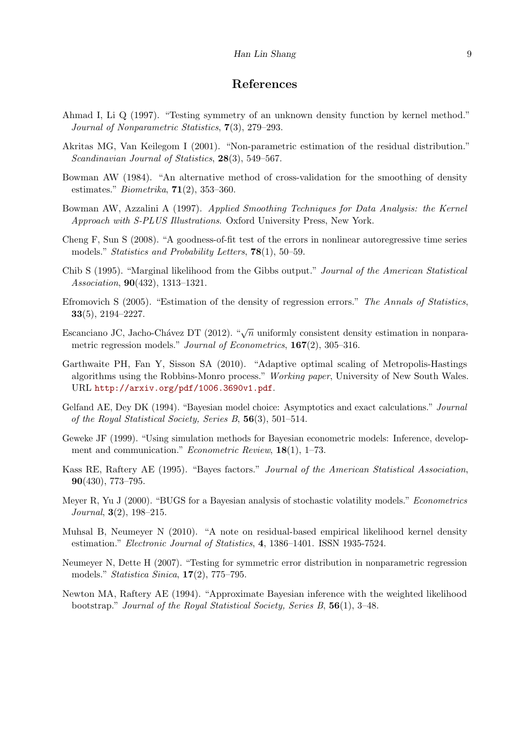## References

Ahmad I, Li Q (1997). "Testing symmetry of an unknown density function by kernel method." *Journal of Nonparametric Statistics*, **7**(3), 279–293.

Akritas MG, Van Keilegom I (2001). "Non-parametric estimation of the residual distribution." *Scandinavian Journal of Statistics*, **28**(3), 549–567.

Bowman AW (1984). "An alternative method of cross-validation for the smoothing of density estimates." *Biometrika*, **71**(2), 353–360.

Bowman AW, Azzalini A (1997). *Applied Smoothing Techniques for Data Analysis: the Kernel Approach with S-PLUS Illustrations*. Oxford University Press, New York.

Cheng F, Sun S (2008). "A goodness-of-fit test of the errors in nonlinear autoregressive time series models." *Statistics and Probability Letters*, **78**(1), 50–59.

Chib S (1995). "Marginal likelihood from the Gibbs output." *Journal of the American Statistical Association*, **90**(432), 1313–1321.

Efromovich S (2005). "Estimation of the density of regression errors." *The Annals of Statistics*, **33**(5), 2194–2227.

Escanciano JC, Jacho-Chávez DT (2012). "$\sqrt{n}$ uniformly consistent density estimation in nonparametric regression models." *Journal of Econometrics*, **167**(2), 305–316.

Garthwaite PH, Fan Y, Sisson SA (2010). "Adaptive optimal scaling of Metropolis-Hastings algorithms using the Robbins-Monro process." *Working paper*, University of New South Wales. URL http://arxiv.org/pdf/1006.3690v1.pdf.

Gelfand AE, Dey DK (1994). "Bayesian model choice: Asymptotics and exact calculations." *Journal of the Royal Statistical Society, Series B*, **56**(3), 501–514.

Geweke JF (1999). "Using simulation methods for Bayesian econometric models: Inference, development and communication." *Econometric Review*, **18**(1), 1–73.

Kass RE, Raftery AE (1995). "Bayes factors." *Journal of the American Statistical Association*, **90**(430), 773–795.

Meyer R, Yu J (2000). "BUGS for a Bayesian analysis of stochastic volatility models." *Econometrics Journal*, **3**(2), 198–215.

Muhsal B, Neumeyer N (2010). "A note on residual-based empirical likelihood kernel density estimation." *Electronic Journal of Statistics*, **4**, 1386–1401. ISSN 1935-7524.

Neumeyer N, Dette H (2007). "Testing for symmetric error distribution in nonparametric regression models." *Statistica Sinica*, **17**(2), 775–795.

Newton MA, Raftery AE (1994). "Approximate Bayesian inference with the weighted likelihood bootstrap." *Journal of the Royal Statistical Society, Series B*, **56**(1), 3–48.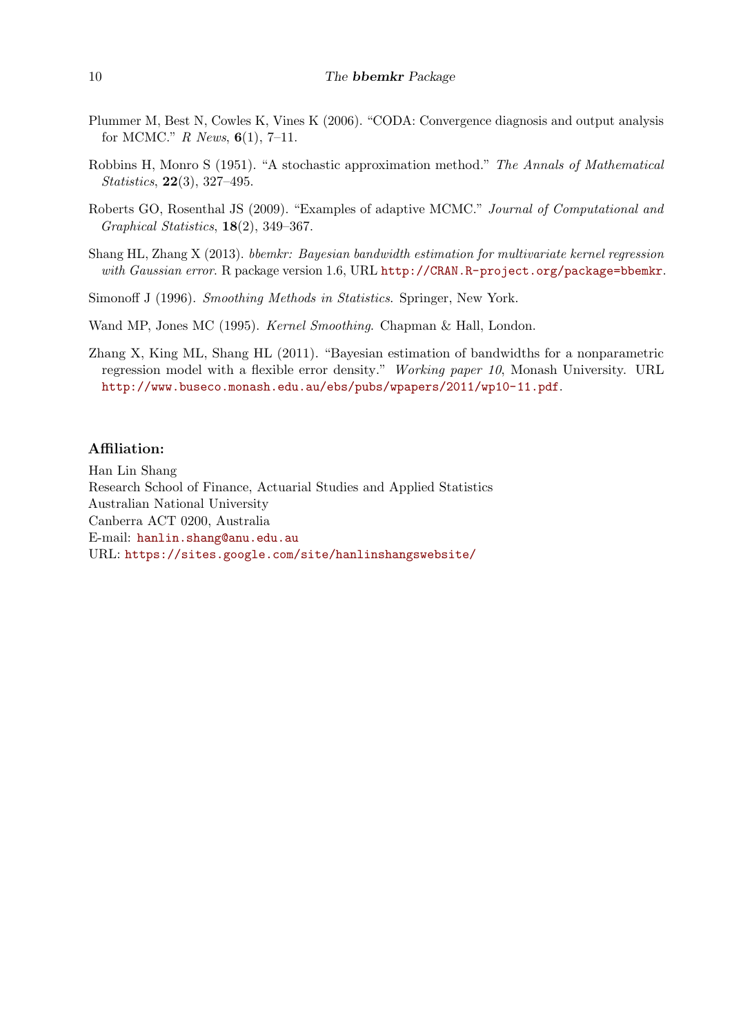Plummer M, Best N, Cowles K, Vines K (2006). "CODA: Convergence diagnosis and output analysis for MCMC." *R News*, **6**(1), 7–11.

Robbins H, Monro S (1951). "A stochastic approximation method." *The Annals of Mathematical Statistics*, **22**(3), 327–495.

Roberts GO, Rosenthal JS (2009). "Examples of adaptive MCMC." *Journal of Computational and Graphical Statistics*, **18**(2), 349–367.

Shang HL, Zhang X (2013). *bbemkr: Bayesian bandwidth estimation for multivariate kernel regression with Gaussian error*. R package version 1.6, URL `http://CRAN.R-project.org/package=bbemkr`.

Simonoff J (1996). *Smoothing Methods in Statistics*. Springer, New York.

Wand MP, Jones MC (1995). *Kernel Smoothing*. Chapman & Hall, London.

Zhang X, King ML, Shang HL (2011). "Bayesian estimation of bandwidths for a nonparametric regression model with a flexible error density." *Working paper 10*, Monash University. URL `http://www.buseco.monash.edu.au/ebs/pubs/wpapers/2011/wp10-11.pdf`.

### Affiliation:

Han Lin Shang
Research School of Finance, Actuarial Studies and Applied Statistics
Australian National University
Canberra ACT 0200, Australia
E-mail: `hanlin.shang@anu.edu.au`
URL: `https://sites.google.com/site/hanlinshangswebsite/`